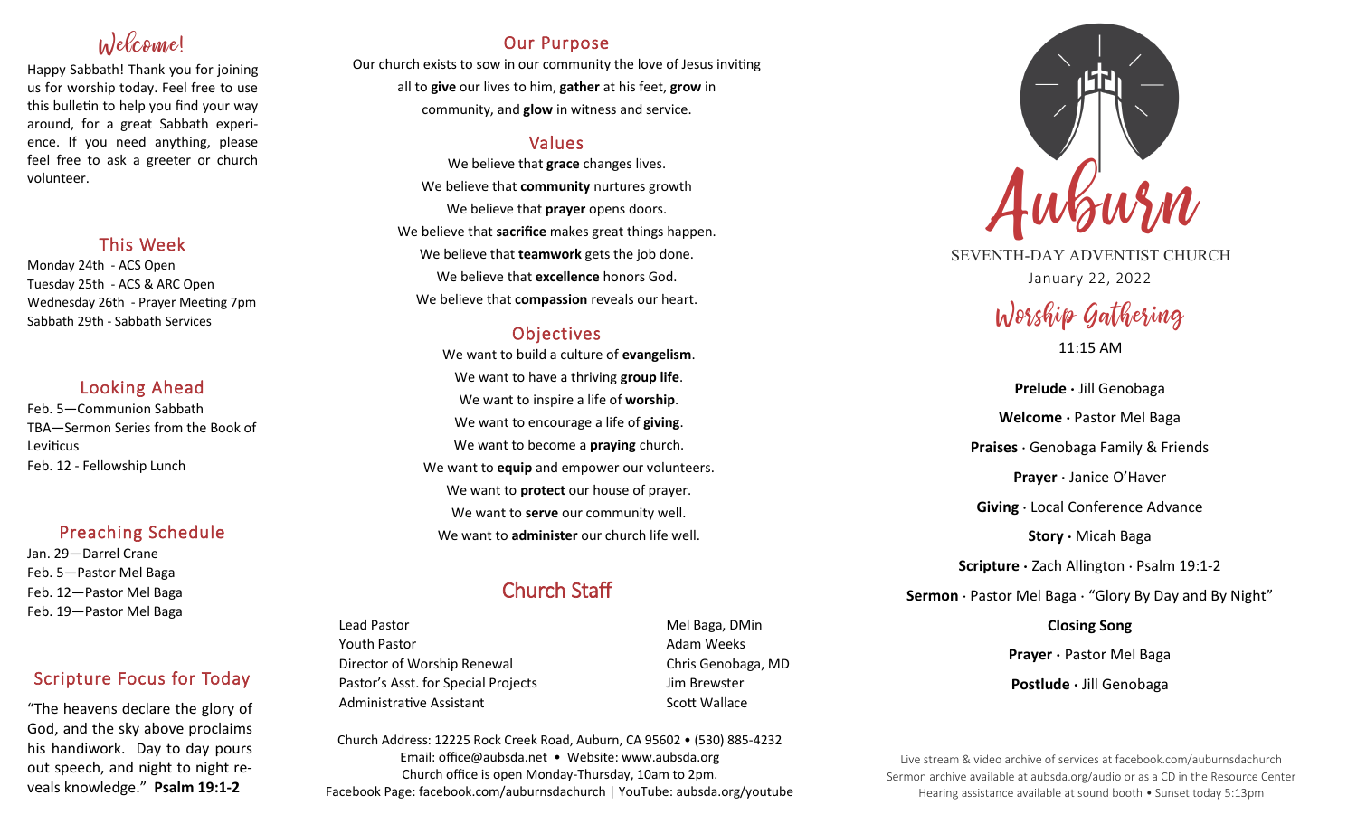## Welcome!

Happy Sabbath! Thank you for joining us for worship today. Feel free to use this bulletin to help you find your way around, for a great Sabbath experience. If you need anything, please feel free to ask a greeter or church volunteer.

## This Week

Monday 24th - ACS Open
Tuesday 25th - ACS & ARC Open
Wednesday 26th - Prayer Meeting 7pm
Sabbath 29th - Sabbath Services

## Looking Ahead

Feb. 5—Communion Sabbath
TBA—Sermon Series from the Book of Leviticus
Feb. 12 - Fellowship Lunch

## Preaching Schedule

Jan. 29—Darrel Crane
Feb. 5—Pastor Mel Baga
Feb. 12—Pastor Mel Baga
Feb. 19—Pastor Mel Baga

## Scripture Focus for Today

"The heavens declare the glory of God, and the sky above proclaims his handiwork. Day to day pours out speech, and night to night reveals knowledge." **Psalm 19:1-2**

## Our Purpose

Our church exists to sow in our community the love of Jesus inviting all to **give** our lives to him, **gather** at his feet, **grow** in community, and **glow** in witness and service.

## Values

We believe that **grace** changes lives.
We believe that **community** nurtures growth
We believe that **prayer** opens doors.
We believe that **sacrifice** makes great things happen.
We believe that **teamwork** gets the job done.
We believe that **excellence** honors God.
We believe that **compassion** reveals our heart.

## Objectives

We want to build a culture of **evangelism**.
We want to have a thriving **group life**.
We want to inspire a life of **worship**.
We want to encourage a life of **giving**.
We want to become a **praying** church.
We want to **equip** and empower our volunteers.
We want to **protect** our house of prayer.
We want to **serve** our community well.
We want to **administer** our church life well.

## Church Staff

| | |
|---|---|
| Lead Pastor | Mel Baga, DMin |
| Youth Pastor | Adam Weeks |
| Director of Worship Renewal | Chris Genobaga, MD |
| Pastor's Asst. for Special Projects | Jim Brewster |
| Administrative Assistant | Scott Wallace |

Church Address: 12225 Rock Creek Road, Auburn, CA 95602 • (530) 885-4232
Email: office@aubsda.net • Website: www.aubsda.org
Church office is open Monday-Thursday, 10am to 2pm.
Facebook Page: facebook.com/auburnsdachurch | YouTube: aubsda.org/youtube

# Auburn

SEVENTH-DAY ADVENTIST CHURCH
January 22, 2022

## Worship Gathering

11:15 AM

**Prelude** · Jill Genobaga

**Welcome** · Pastor Mel Baga

**Praises** · Genobaga Family & Friends

**Prayer** · Janice O'Haver

**Giving** · Local Conference Advance

**Story** · Micah Baga

**Scripture** · Zach Allington · Psalm 19:1-2

**Sermon** · Pastor Mel Baga · "Glory By Day and By Night"

**Closing Song**

**Prayer** · Pastor Mel Baga

**Postlude** · Jill Genobaga

Live stream & video archive of services at facebook.com/auburnsdachurch
Sermon archive available at aubsda.org/audio or as a CD in the Resource Center
Hearing assistance available at sound booth • Sunset today 5:13pm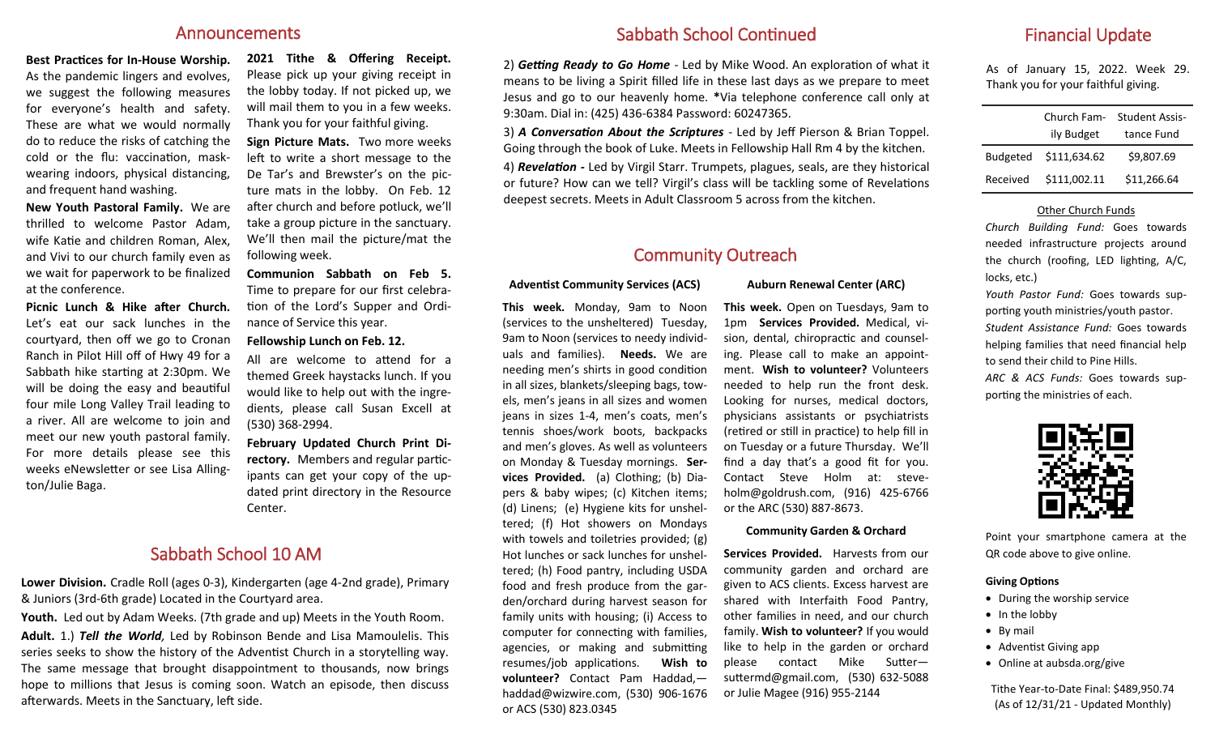## Announcements

**Best Practices for In-House Worship.** As the pandemic lingers and evolves, we suggest the following measures for everyone's health and safety. These are what we would normally do to reduce the risks of catching the cold or the flu: vaccination, mask-wearing indoors, physical distancing, and frequent hand washing.

**New Youth Pastoral Family.** We are thrilled to welcome Pastor Adam, wife Katie and children Roman, Alex, and Vivi to our church family even as we wait for paperwork to be finalized at the conference.

**Picnic Lunch & Hike after Church.** Let's eat our sack lunches in the courtyard, then off we go to Cronan Ranch in Pilot Hill off of Hwy 49 for a Sabbath hike starting at 2:30pm. We will be doing the easy and beautiful four mile Long Valley Trail leading to a river. All are welcome to join and meet our new youth pastoral family. For more details please see this weeks eNewsletter or see Lisa Allington/Julie Baga.

**2021 Tithe & Offering Receipt.** Please pick up your giving receipt in the lobby today. If not picked up, we will mail them to you in a few weeks. Thank you for your faithful giving.

**Sign Picture Mats.** Two more weeks left to write a short message to the De Tar's and Brewster's on the picture mats in the lobby. On Feb. 12 after church and before potluck, we'll take a group picture in the sanctuary. We'll then mail the picture/mat the following week.

**Communion Sabbath on Feb 5.** Time to prepare for our first celebration of the Lord's Supper and Ordinance of Service this year.

**Fellowship Lunch on Feb. 12.**

All are welcome to attend for a themed Greek haystacks lunch. If you would like to help out with the ingredients, please call Susan Excell at (530) 368-2994.

**February Updated Church Print Directory.** Members and regular participants can get your copy of the updated print directory in the Resource Center.

## Sabbath School 10 AM

**Lower Division.** Cradle Roll (ages 0-3), Kindergarten (age 4-2nd grade), Primary & Juniors (3rd-6th grade) Located in the Courtyard area.

**Youth.** Led out by Adam Weeks. (7th grade and up) Meets in the Youth Room.

**Adult.** 1.) ***Tell the World,*** Led by Robinson Bende and Lisa Mamoulelis. This series seeks to show the history of the Adventist Church in a storytelling way. The same message that brought disappointment to thousands, now brings hope to millions that Jesus is coming soon. Watch an episode, then discuss afterwards. Meets in the Sanctuary, left side.

## Sabbath School Continued

2) ***Getting Ready to Go Home*** - Led by Mike Wood. An exploration of what it means to be living a Spirit filled life in these last days as we prepare to meet Jesus and go to our heavenly home. **\***Via telephone conference call only at 9:30am. Dial in: (425) 436-6384 Password: 60247365.

3) ***A Conversation About the Scriptures*** - Led by Jeff Pierson & Brian Toppel. Going through the book of Luke. Meets in Fellowship Hall Rm 4 by the kitchen.

4) ***Revelation -*** Led by Virgil Starr. Trumpets, plagues, seals, are they historical or future? How can we tell? Virgil's class will be tackling some of Revelations deepest secrets. Meets in Adult Classroom 5 across from the kitchen.

## Community Outreach

### Adventist Community Services (ACS)

**This week.** Monday, 9am to Noon (services to the unsheltered) Tuesday, 9am to Noon (services to needy individuals and families). **Needs.** We are needing men's shirts in good condition in all sizes, blankets/sleeping bags, towels, men's jeans in all sizes and women jeans in sizes 1-4, men's coats, men's tennis shoes/work boots, backpacks and men's gloves. As well as volunteers on Monday & Tuesday mornings. **Services Provided.** (a) Clothing; (b) Diapers & baby wipes; (c) Kitchen items; (d) Linens; (e) Hygiene kits for unsheltered; (f) Hot showers on Mondays with towels and toiletries provided; (g) Hot lunches or sack lunches for unsheltered; (h) Food pantry, including USDA food and fresh produce from the garden/orchard during harvest season for family units with housing; (i) Access to computer for connecting with families, agencies, or making and submitting resumes/job applications. **Wish to volunteer?** Contact Pam Haddad,—haddad@wizwire.com, (530) 906-1676 or ACS (530) 823.0345

### Auburn Renewal Center (ARC)

**This week.** Open on Tuesdays, 9am to 1pm **Services Provided.** Medical, vision, dental, chiropractic and counseling. Please call to make an appointment. **Wish to volunteer?** Volunteers needed to help run the front desk. Looking for nurses, medical doctors, physicians assistants or psychiatrists (retired or still in practice) to help fill in on Tuesday or a future Thursday. We'll find a day that's a good fit for you. Contact Steve Holm at: steveholm@goldrush.com, (916) 425-6766 or the ARC (530) 887-8673.

### Community Garden & Orchard

**Services Provided.** Harvests from our community garden and orchard are given to ACS clients. Excess harvest are shared with Interfaith Food Pantry, other families in need, and our church family. **Wish to volunteer?** If you would like to help in the garden or orchard please contact Mike Sutter—suttermd@gmail.com, (530) 632-5088 or Julie Magee (916) 955-2144

## Financial Update

As of January 15, 2022. Week 29. Thank you for your faithful giving.

| | Church Family Budget | Student Assistance Fund |
|---|---|---|
| Budgeted | $111,634.62 | $9,807.69 |
| Received | $111,002.11 | $11,266.64 |

### Other Church Funds

*Church Building Fund:* Goes towards needed infrastructure projects around the church (roofing, LED lighting, A/C, locks, etc.)

*Youth Pastor Fund:* Goes towards supporting youth ministries/youth pastor.

*Student Assistance Fund:* Goes towards helping families that need financial help to send their child to Pine Hills.

*ARC & ACS Funds:* Goes towards supporting the ministries of each.

Point your smartphone camera at the QR code above to give online.

**Giving Options**

- During the worship service
- In the lobby
- By mail
- Adventist Giving app
- Online at aubsda.org/give

Tithe Year-to-Date Final: $489,950.74
(As of 12/31/21 - Updated Monthly)